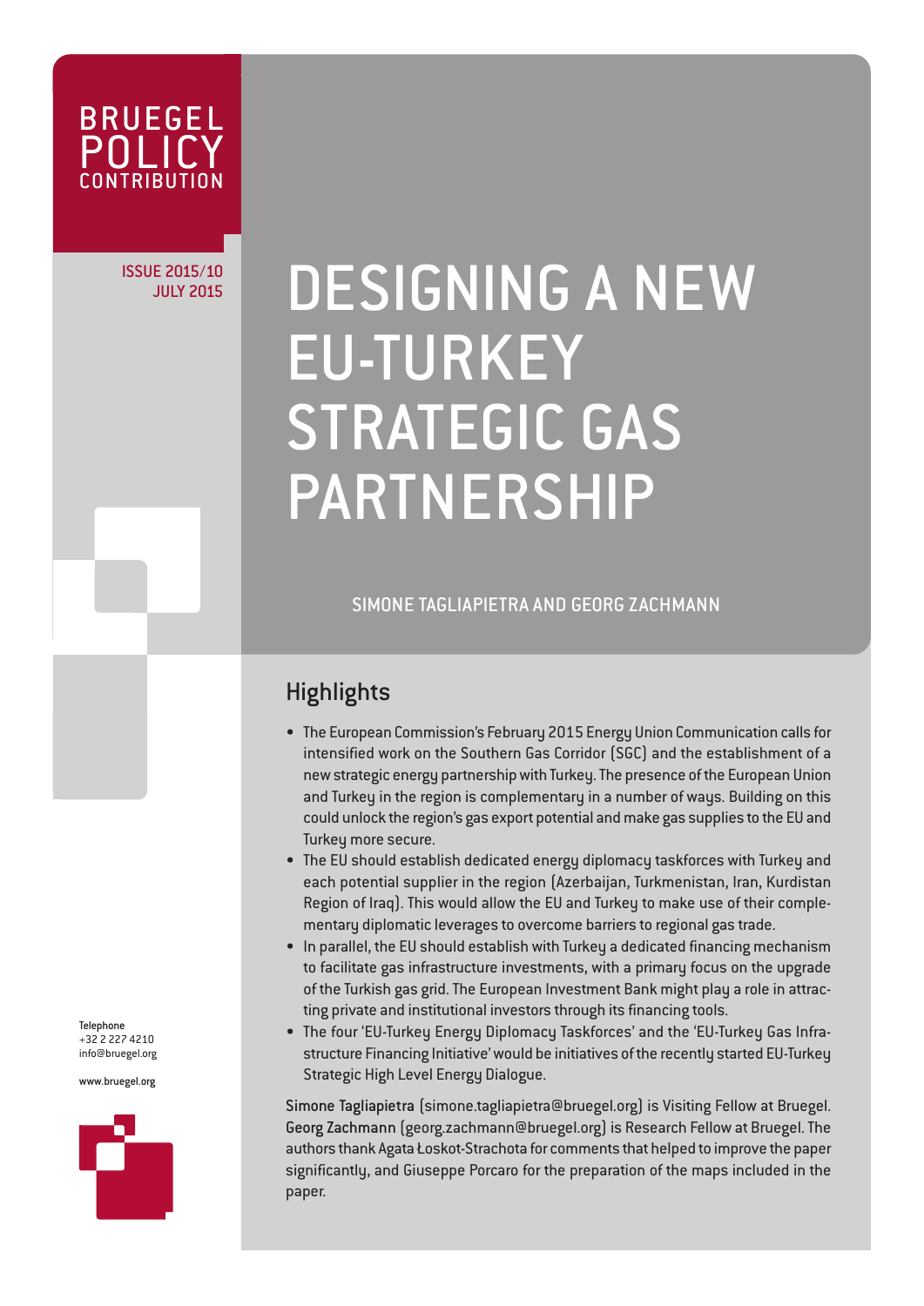BRUEGEL POLICY CONTRIBUTION

ISSUE 2015/10
JULY 2015

# DESIGNING A NEW EU-TURKEY STRATEGIC GAS PARTNERSHIP

SIMONE TAGLIAPIETRA AND GEORG ZACHMANN

## Highlights

- The European Commission's February 2015 Energy Union Communication calls for intensified work on the Southern Gas Corridor (SGC) and the establishment of a new strategic energy partnership with Turkey. The presence of the European Union and Turkey in the region is complementary in a number of ways. Building on this could unlock the region's gas export potential and make gas supplies to the EU and Turkey more secure.
- The EU should establish dedicated energy diplomacy taskforces with Turkey and each potential supplier in the region (Azerbaijan, Turkmenistan, Iran, Kurdistan Region of Iraq). This would allow the EU and Turkey to make use of their complementary diplomatic leverages to overcome barriers to regional gas trade.
- In parallel, the EU should establish with Turkey a dedicated financing mechanism to facilitate gas infrastructure investments, with a primary focus on the upgrade of the Turkish gas grid. The European Investment Bank might play a role in attracting private and institutional investors through its financing tools.
- The four 'EU-Turkey Energy Diplomacy Taskforces' and the 'EU-Turkey Gas Infrastructure Financing Initiative' would be initiatives of the recently started EU-Turkey Strategic High Level Energy Dialogue.

**Simone Tagliapietra** (simone.tagliapietra@bruegel.org) is Visiting Fellow at Bruegel. **Georg Zachmann** (georg.zachmann@bruegel.org) is Research Fellow at Bruegel. The authors thank Agata Łoskot-Strachota for comments that helped to improve the paper significantly, and Giuseppe Porcaro for the preparation of the maps included in the paper.

Telephone
+32 2 227 4210
info@bruegel.org

www.bruegel.org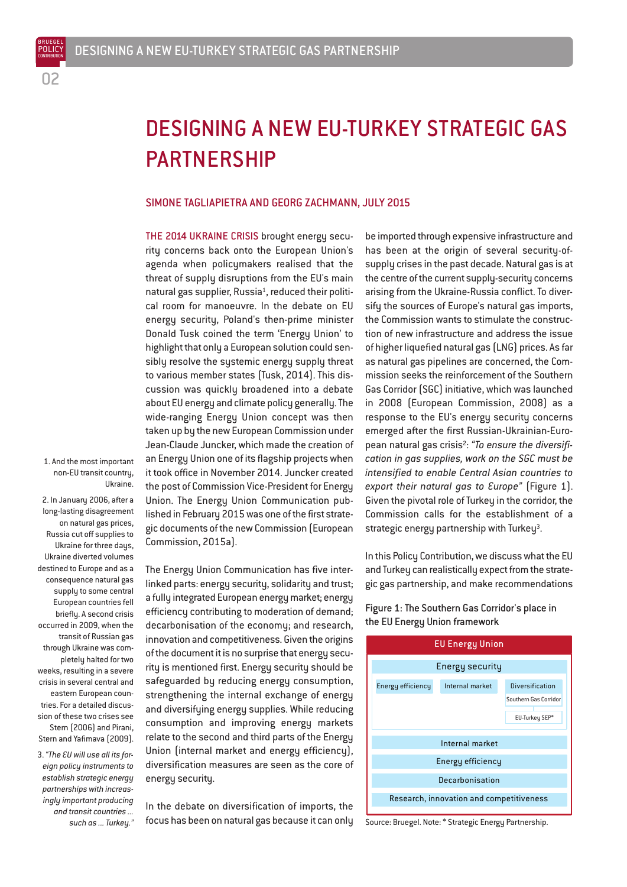# DESIGNING A NEW EU-TURKEY STRATEGIC GAS PARTNERSHIP

SIMONE TAGLIAPIETRA AND GEORG ZACHMANN, JULY 2015

THE 2014 UKRAINE CRISIS brought energy security concerns back onto the European Union's agenda when policymakers realised that the threat of supply disruptions from the EU's main natural gas supplier, Russia[1], reduced their political room for manoeuvre. In the debate on EU energy security, Poland's then-prime minister Donald Tusk coined the term 'Energy Union' to highlight that only a European solution could sensibly resolve the systemic energy supply threat to various member states (Tusk, 2014). This discussion was quickly broadened into a debate about EU energy and climate policy generally. The wide-ranging Energy Union concept was then taken up by the new European Commission under Jean-Claude Juncker, which made the creation of an Energy Union one of its flagship projects when it took office in November 2014. Juncker created the post of Commission Vice-President for Energy Union. The Energy Union Communication published in February 2015 was one of the first strategic documents of the new Commission (European Commission, 2015a).

The Energy Union Communication has five interlinked parts: energy security, solidarity and trust; a fully integrated European energy market; energy efficiency contributing to moderation of demand; decarbonisation of the economy; and research, innovation and competitiveness. Given the origins of the document it is no surprise that energy security is mentioned first. Energy security should be safeguarded by reducing energy consumption, strengthening the internal exchange of energy and diversifying energy supplies. While reducing consumption and improving energy markets relate to the second and third parts of the Energy Union (internal market and energy efficiency), diversification measures are seen as the core of energy security.

In the debate on diversification of imports, the focus has been on natural gas because it can only be imported through expensive infrastructure and has been at the origin of several security-of-supply crises in the past decade. Natural gas is at the centre of the current supply-security concerns arising from the Ukraine-Russia conflict. To diversify the sources of Europe's natural gas imports, the Commission wants to stimulate the construction of new infrastructure and address the issue of higher liquefied natural gas (LNG) prices. As far as natural gas pipelines are concerned, the Commission seeks the reinforcement of the Southern Gas Corridor (SGC) initiative, which was launched in 2008 (European Commission, 2008) as a response to the EU's energy security concerns emerged after the first Russian-Ukrainian-European natural gas crisis[2]: *"To ensure the diversification in gas supplies, work on the SGC must be intensified to enable Central Asian countries to export their natural gas to Europe"* (Figure 1). Given the pivotal role of Turkey in the corridor, the Commission calls for the establishment of a strategic energy partnership with Turkey[3].

In this Policy Contribution, we discuss what the EU and Turkey can realistically expect from the strategic gas partnership, and make recommendations

Figure 1: The Southern Gas Corridor's place in the EU Energy Union framework

| EU Energy Union | | |
|---|---|---|
| Energy security | | |
| Energy efficiency | Internal market | Diversification |
| | | Southern Gas Corridor |
| | | EU-Turkey SEP* |
| Internal market | | |
| Energy efficiency | | |
| Decarbonisation | | |
| Research, innovation and competitiveness | | |

Source: Bruegel. Note: * Strategic Energy Partnership.

1. And the most important non-EU transit country, Ukraine.

2. In January 2006, after a long-lasting disagreement on natural gas prices, Russia cut off supplies to Ukraine for three days, Ukraine diverted volumes destined to Europe and as a consequence natural gas supply to some central European countries fell briefly. A second crisis occurred in 2009, when the transit of Russian gas through Ukraine was completely halted for two weeks, resulting in a severe crisis in several central and eastern European countries. For a detailed discussion of these two crises see Stern (2006) and Pirani, Stern and Yafimava (2009).

3. *"The EU will use all its foreign policy instruments to establish strategic energy partnerships with increasingly important producing and transit countries ... such as ... Turkey."*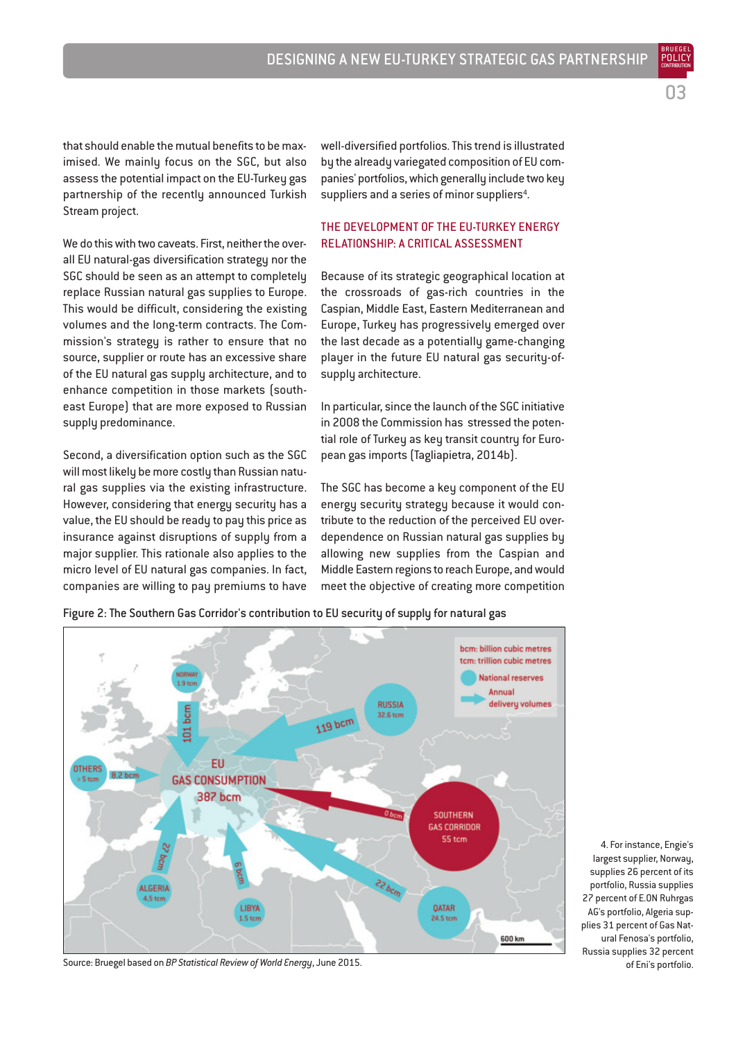that should enable the mutual benefits to be maximised. We mainly focus on the SGC, but also assess the potential impact on the EU-Turkey gas partnership of the recently announced Turkish Stream project.

We do this with two caveats. First, neither the overall EU natural-gas diversification strategy nor the SGC should be seen as an attempt to completely replace Russian natural gas supplies to Europe. This would be difficult, considering the existing volumes and the long-term contracts. The Commission's strategy is rather to ensure that no source, supplier or route has an excessive share of the EU natural gas supply architecture, and to enhance competition in those markets (south-east Europe) that are more exposed to Russian supply predominance.

Second, a diversification option such as the SGC will most likely be more costly than Russian natural gas supplies via the existing infrastructure. However, considering that energy security has a value, the EU should be ready to pay this price as insurance against disruptions of supply from a major supplier. This rationale also applies to the micro level of EU natural gas companies. In fact, companies are willing to pay premiums to have well-diversified portfolios. This trend is illustrated by the already variegated composition of EU companies' portfolios, which generally include two key suppliers and a series of minor suppliers[4].

## THE DEVELOPMENT OF THE EU-TURKEY ENERGY RELATIONSHIP: A CRITICAL ASSESSMENT

Because of its strategic geographical location at the crossroads of gas-rich countries in the Caspian, Middle East, Eastern Mediterranean and Europe, Turkey has progressively emerged over the last decade as a potentially game-changing player in the future EU natural gas security-of-supply architecture.

In particular, since the launch of the SGC initiative in 2008 the Commission has stressed the potential role of Turkey as key transit country for European gas imports (Tagliapietra, 2014b).

The SGC has become a key component of the EU energy security strategy because it would contribute to the reduction of the perceived EU over-dependence on Russian natural gas supplies by allowing new supplies from the Caspian and Middle Eastern regions to reach Europe, and would meet the objective of creating more competition

Figure 2: The Southern Gas Corridor's contribution to EU security of supply for natural gas

Source: Bruegel based on *BP Statistical Review of World Energy*, June 2015.

4. For instance, Engie's largest supplier, Norway, supplies 26 percent of its portfolio, Russia supplies 27 percent of E.ON Ruhrgas AG's portfolio, Algeria supplies 31 percent of Gas Natural Fenosa's portfolio, Russia supplies 32 percent of Eni's portfolio.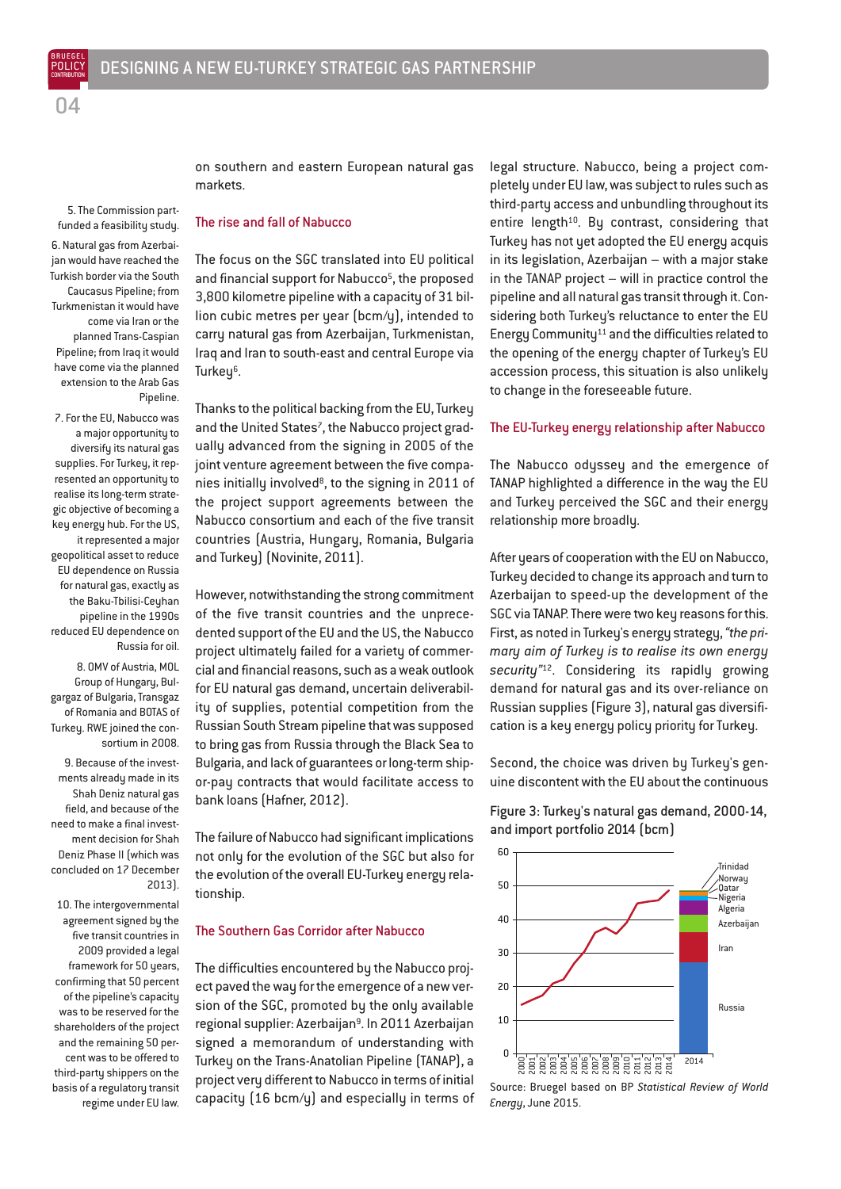on southern and eastern European natural gas markets.

## The rise and fall of Nabucco

The focus on the SGC translated into EU political and financial support for Nabucco[5], the proposed 3,800 kilometre pipeline with a capacity of 31 billion cubic metres per year (bcm/y), intended to carry natural gas from Azerbaijan, Turkmenistan, Iraq and Iran to south-east and central Europe via Turkey[6].

Thanks to the political backing from the EU, Turkey and the United States[7], the Nabucco project gradually advanced from the signing in 2005 of the joint venture agreement between the five companies initially involved[8], to the signing in 2011 of the project support agreements between the Nabucco consortium and each of the five transit countries (Austria, Hungary, Romania, Bulgaria and Turkey) (Novinite, 2011).

However, notwithstanding the strong commitment of the five transit countries and the unprecedented support of the EU and the US, the Nabucco project ultimately failed for a variety of commercial and financial reasons, such as a weak outlook for EU natural gas demand, uncertain deliverability of supplies, potential competition from the Russian South Stream pipeline that was supposed to bring gas from Russia through the Black Sea to Bulgaria, and lack of guarantees or long-term ship-or-pay contracts that would facilitate access to bank loans (Hafner, 2012).

The failure of Nabucco had significant implications not only for the evolution of the SGC but also for the evolution of the overall EU-Turkey energy relationship.

## The Southern Gas Corridor after Nabucco

The difficulties encountered by the Nabucco project paved the way for the emergence of a new version of the SGC, promoted by the only available regional supplier: Azerbaijan[9]. In 2011 Azerbaijan signed a memorandum of understanding with Turkey on the Trans-Anatolian Pipeline (TANAP), a project very different to Nabucco in terms of initial capacity (16 bcm/y) and especially in terms of legal structure. Nabucco, being a project completely under EU law, was subject to rules such as third-party access and unbundling throughout its entire length[10]. By contrast, considering that Turkey has not yet adopted the EU energy acquis in its legislation, Azerbaijan – with a major stake in the TANAP project – will in practice control the pipeline and all natural gas transit through it. Considering both Turkey's reluctance to enter the EU Energy Community[11] and the difficulties related to the opening of the energy chapter of Turkey's EU accession process, this situation is also unlikely to change in the foreseeable future.

## The EU-Turkey energy relationship after Nabucco

The Nabucco odyssey and the emergence of TANAP highlighted a difference in the way the EU and Turkey perceived the SGC and their energy relationship more broadly.

After years of cooperation with the EU on Nabucco, Turkey decided to change its approach and turn to Azerbaijan to speed-up the development of the SGC via TANAP. There were two key reasons for this. First, as noted in Turkey's energy strategy, *"the primary aim of Turkey is to realise its own energy security"*[12]. Considering its rapidly growing demand for natural gas and its over-reliance on Russian supplies (Figure 3), natural gas diversification is a key energy policy priority for Turkey.

Second, the choice was driven by Turkey's genuine discontent with the EU about the continuous

**Figure 3: Turkey's natural gas demand, 2000-14, and import portfolio 2014 (bcm)**

Source: Bruegel based on BP *Statistical Review of World Energy*, June 2015.

---

5. The Commission part-funded a feasibility study.

6. Natural gas from Azerbaijan would have reached the Turkish border via the South Caucasus Pipeline; from Turkmenistan it would have come via Iran or the planned Trans-Caspian Pipeline; from Iraq it would have come via the planned extension to the Arab Gas Pipeline.

7. For the EU, Nabucco was a major opportunity to diversify its natural gas supplies. For Turkey, it represented an opportunity to realise its long-term strategic objective of becoming a key energy hub. For the US, it represented a major geopolitical asset to reduce EU dependence on Russia for natural gas, exactly as the Baku-Tbilisi-Ceyhan pipeline in the 1990s reduced EU dependence on Russia for oil.

8. OMV of Austria, MOL Group of Hungary, Bulgargaz of Bulgaria, Transgaz of Romania and BOTAS of Turkey. RWE joined the consortium in 2008.

9. Because of the investments already made in its Shah Deniz natural gas field, and because of the need to make a final investment decision for Shah Deniz Phase II (which was concluded on 17 December 2013).

10. The intergovernmental agreement signed by the five transit countries in 2009 provided a legal framework for 50 years, confirming that 50 percent of the pipeline's capacity was to be reserved for the shareholders of the project and the remaining 50 percent was to be offered to third-party shippers on the basis of a regulatory transit regime under EU law.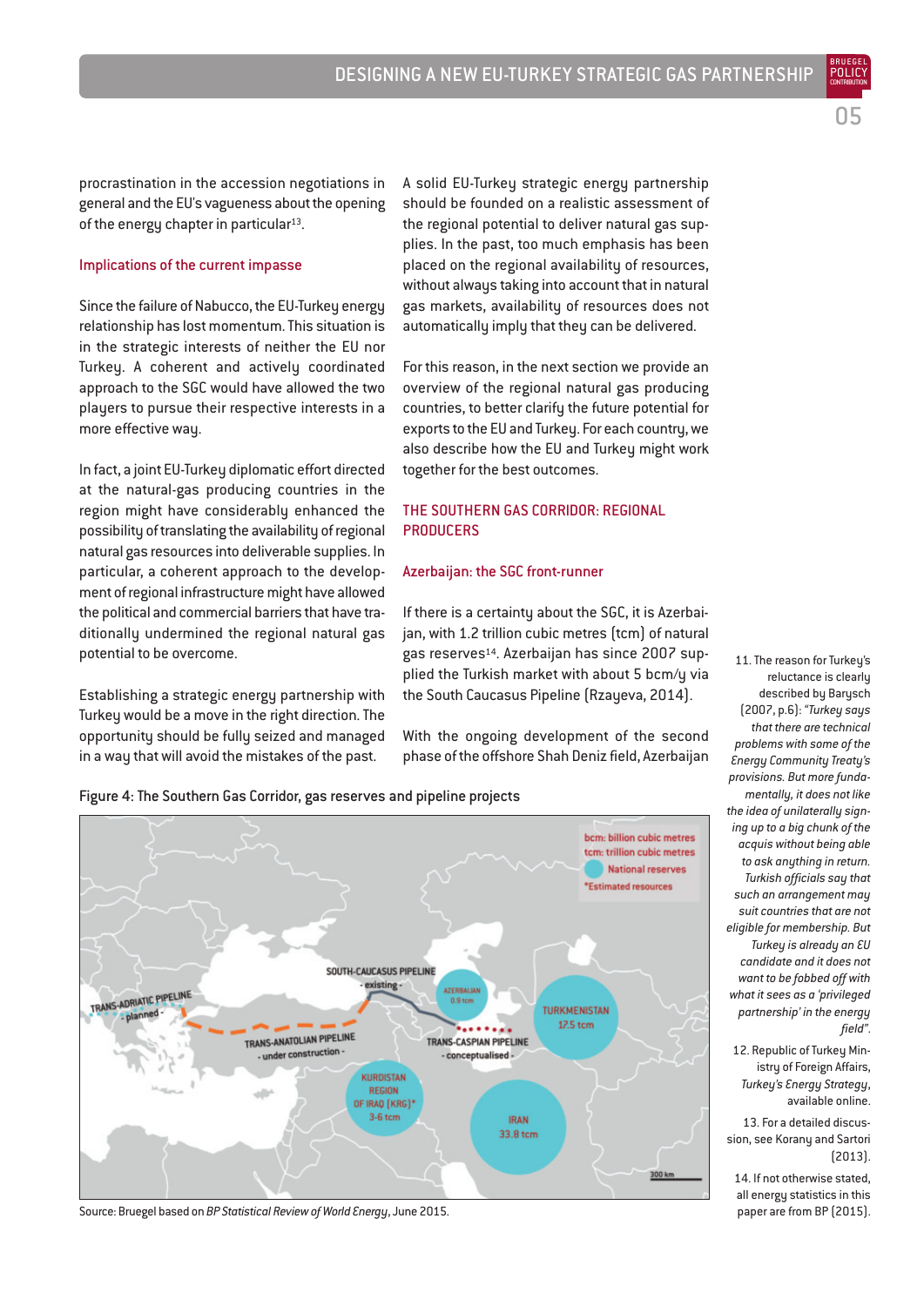procrastination in the accession negotiations in general and the EU's vagueness about the opening of the energy chapter in particular[13].

### Implications of the current impasse

Since the failure of Nabucco, the EU-Turkey energy relationship has lost momentum. This situation is in the strategic interests of neither the EU nor Turkey. A coherent and actively coordinated approach to the SGC would have allowed the two players to pursue their respective interests in a more effective way.

In fact, a joint EU-Turkey diplomatic effort directed at the natural-gas producing countries in the region might have considerably enhanced the possibility of translating the availability of regional natural gas resources into deliverable supplies. In particular, a coherent approach to the development of regional infrastructure might have allowed the political and commercial barriers that have traditionally undermined the regional natural gas potential to be overcome.

Establishing a strategic energy partnership with Turkey would be a move in the right direction. The opportunity should be fully seized and managed in a way that will avoid the mistakes of the past.

A solid EU-Turkey strategic energy partnership should be founded on a realistic assessment of the regional potential to deliver natural gas supplies. In the past, too much emphasis has been placed on the regional availability of resources, without always taking into account that in natural gas markets, availability of resources does not automatically imply that they can be delivered.

For this reason, in the next section we provide an overview of the regional natural gas producing countries, to better clarify the future potential for exports to the EU and Turkey. For each country, we also describe how the EU and Turkey might work together for the best outcomes.

## THE SOUTHERN GAS CORRIDOR: REGIONAL PRODUCERS

### Azerbaijan: the SGC front-runner

If there is a certainty about the SGC, it is Azerbaijan, with 1.2 trillion cubic metres (tcm) of natural gas reserves[14]. Azerbaijan has since 2007 supplied the Turkish market with about 5 bcm/y via the South Caucasus Pipeline (Rzayeva, 2014).

With the ongoing development of the second phase of the offshore Shah Deniz field, Azerbaijan

Figure 4: The Southern Gas Corridor, gas reserves and pipeline projects

Source: Bruegel based on *BP Statistical Review of World Energy*, June 2015.

11. The reason for Turkey's reluctance is clearly described by Barysch (2007, p.6): *"Turkey says that there are technical problems with some of the Energy Community Treaty's provisions. But more fundamentally, it does not like the idea of unilaterally signing up to a big chunk of the acquis without being able to ask anything in return. Turkish officials say that such an arrangement may suit countries that are not eligible for membership. But Turkey is already an EU candidate and it does not want to be fobbed off with what it sees as a 'privileged partnership' in the energy field"*.

12. Republic of Turkey Ministry of Foreign Affairs, *Turkey's Energy Strategy*, available online.

13. For a detailed discussion, see Korany and Sartori (2013).

14. If not otherwise stated, all energy statistics in this paper are from BP (2015).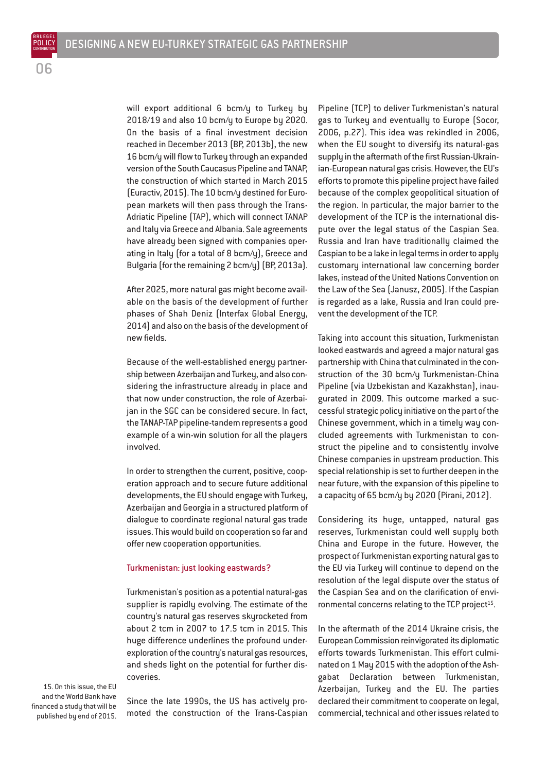will export additional 6 bcm/y to Turkey by 2018/19 and also 10 bcm/y to Europe by 2020. On the basis of a final investment decision reached in December 2013 (BP, 2013b), the new 16 bcm/y will flow to Turkey through an expanded version of the South Caucasus Pipeline and TANAP, the construction of which started in March 2015 (Euractiv, 2015). The 10 bcm/y destined for European markets will then pass through the Trans-Adriatic Pipeline (TAP), which will connect TANAP and Italy via Greece and Albania. Sale agreements have already been signed with companies operating in Italy (for a total of 8 bcm/y), Greece and Bulgaria (for the remaining 2 bcm/y) (BP, 2013a).

After 2025, more natural gas might become available on the basis of the development of further phases of Shah Deniz (Interfax Global Energy, 2014) and also on the basis of the development of new fields.

Because of the well-established energy partnership between Azerbaijan and Turkey, and also considering the infrastructure already in place and that now under construction, the role of Azerbaijan in the SGC can be considered secure. In fact, the TANAP-TAP pipeline-tandem represents a good example of a win-win solution for all the players involved.

In order to strengthen the current, positive, cooperation approach and to secure future additional developments, the EU should engage with Turkey, Azerbaijan and Georgia in a structured platform of dialogue to coordinate regional natural gas trade issues. This would build on cooperation so far and offer new cooperation opportunities.

### Turkmenistan: just looking eastwards?

Turkmenistan's position as a potential natural-gas supplier is rapidly evolving. The estimate of the country's natural gas reserves skyrocketed from about 2 tcm in 2007 to 17.5 tcm in 2015. This huge difference underlines the profound under-exploration of the country's natural gas resources, and sheds light on the potential for further discoveries.

Since the late 1990s, the US has actively promoted the construction of the Trans-Caspian Pipeline (TCP) to deliver Turkmenistan's natural gas to Turkey and eventually to Europe (Socor, 2006, p.27). This idea was rekindled in 2006, when the EU sought to diversify its natural-gas supply in the aftermath of the first Russian-Ukrainian-European natural gas crisis. However, the EU's efforts to promote this pipeline project have failed because of the complex geopolitical situation of the region. In particular, the major barrier to the development of the TCP is the international dispute over the legal status of the Caspian Sea. Russia and Iran have traditionally claimed the Caspian to be a lake in legal terms in order to apply customary international law concerning border lakes, instead of the United Nations Convention on the Law of the Sea (Janusz, 2005). If the Caspian is regarded as a lake, Russia and Iran could prevent the development of the TCP.

Taking into account this situation, Turkmenistan looked eastwards and agreed a major natural gas partnership with China that culminated in the construction of the 30 bcm/y Turkmenistan-China Pipeline (via Uzbekistan and Kazakhstan), inaugurated in 2009. This outcome marked a successful strategic policy initiative on the part of the Chinese government, which in a timely way concluded agreements with Turkmenistan to construct the pipeline and to consistently involve Chinese companies in upstream production. This special relationship is set to further deepen in the near future, with the expansion of this pipeline to a capacity of 65 bcm/y by 2020 (Pirani, 2012).

Considering its huge, untapped, natural gas reserves, Turkmenistan could well supply both China and Europe in the future. However, the prospect of Turkmenistan exporting natural gas to the EU via Turkey will continue to depend on the resolution of the legal dispute over the status of the Caspian Sea and on the clarification of environmental concerns relating to the TCP project[15].

In the aftermath of the 2014 Ukraine crisis, the European Commission reinvigorated its diplomatic efforts towards Turkmenistan. This effort culminated on 1 May 2015 with the adoption of the Ashgabat Declaration between Turkmenistan, Azerbaijan, Turkey and the EU. The parties declared their commitment to cooperate on legal, commercial, technical and other issues related to

15. On this issue, the EU and the World Bank have financed a study that will be published by end of 2015.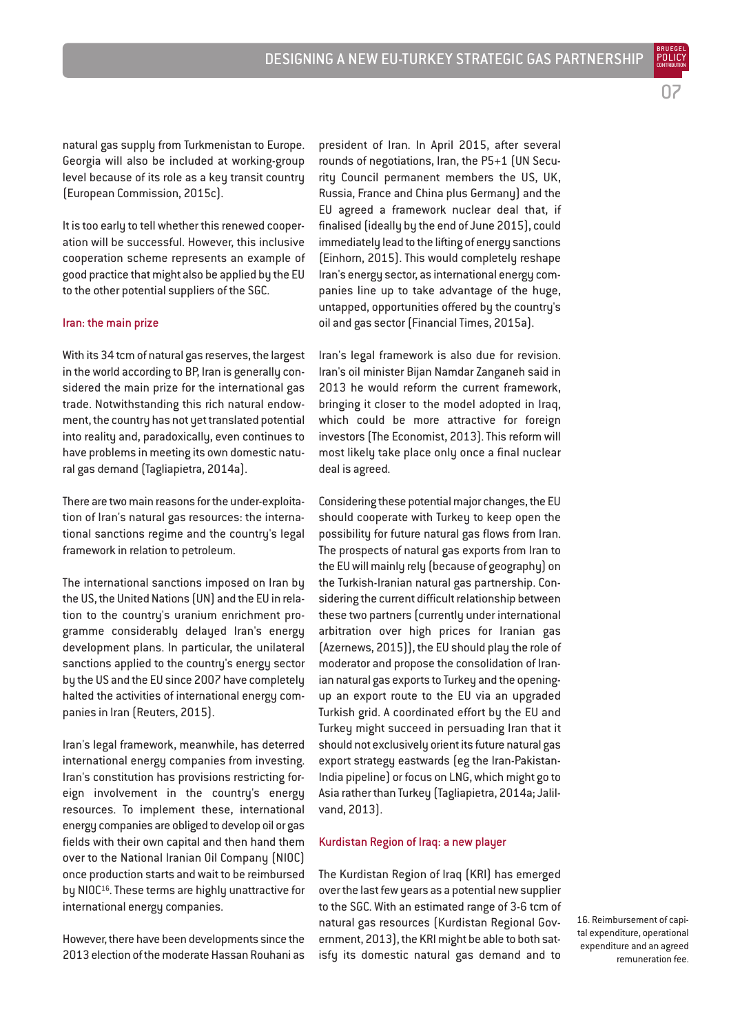natural gas supply from Turkmenistan to Europe. Georgia will also be included at working-group level because of its role as a key transit country (European Commission, 2015c).

It is too early to tell whether this renewed cooperation will be successful. However, this inclusive cooperation scheme represents an example of good practice that might also be applied by the EU to the other potential suppliers of the SGC.

### Iran: the main prize

With its 34 tcm of natural gas reserves, the largest in the world according to BP, Iran is generally considered the main prize for the international gas trade. Notwithstanding this rich natural endowment, the country has not yet translated potential into reality and, paradoxically, even continues to have problems in meeting its own domestic natural gas demand (Tagliapietra, 2014a).

There are two main reasons for the under-exploitation of Iran's natural gas resources: the international sanctions regime and the country's legal framework in relation to petroleum.

The international sanctions imposed on Iran by the US, the United Nations (UN) and the EU in relation to the country's uranium enrichment programme considerably delayed Iran's energy development plans. In particular, the unilateral sanctions applied to the country's energy sector by the US and the EU since 2007 have completely halted the activities of international energy companies in Iran (Reuters, 2015).

Iran's legal framework, meanwhile, has deterred international energy companies from investing. Iran's constitution has provisions restricting foreign involvement in the country's energy resources. To implement these, international energy companies are obliged to develop oil or gas fields with their own capital and then hand them over to the National Iranian Oil Company (NIOC) once production starts and wait to be reimbursed by NIOC[16]. These terms are highly unattractive for international energy companies.

However, there have been developments since the 2013 election of the moderate Hassan Rouhani as president of Iran. In April 2015, after several rounds of negotiations, Iran, the P5+1 (UN Security Council permanent members the US, UK, Russia, France and China plus Germany) and the EU agreed a framework nuclear deal that, if finalised (ideally by the end of June 2015), could immediately lead to the lifting of energy sanctions (Einhorn, 2015). This would completely reshape Iran's energy sector, as international energy companies line up to take advantage of the huge, untapped, opportunities offered by the country's oil and gas sector (Financial Times, 2015a).

Iran's legal framework is also due for revision. Iran's oil minister Bijan Namdar Zanganeh said in 2013 he would reform the current framework, bringing it closer to the model adopted in Iraq, which could be more attractive for foreign investors (The Economist, 2013). This reform will most likely take place only once a final nuclear deal is agreed.

Considering these potential major changes, the EU should cooperate with Turkey to keep open the possibility for future natural gas flows from Iran. The prospects of natural gas exports from Iran to the EU will mainly rely (because of geography) on the Turkish-Iranian natural gas partnership. Considering the current difficult relationship between these two partners (currently under international arbitration over high prices for Iranian gas (Azernews, 2015)), the EU should play the role of moderator and propose the consolidation of Iranian natural gas exports to Turkey and the opening-up an export route to the EU via an upgraded Turkish grid. A coordinated effort by the EU and Turkey might succeed in persuading Iran that it should not exclusively orient its future natural gas export strategy eastwards (eg the Iran-Pakistan-India pipeline) or focus on LNG, which might go to Asia rather than Turkey (Tagliapietra, 2014a; Jalilvand, 2013).

### Kurdistan Region of Iraq: a new player

The Kurdistan Region of Iraq (KRI) has emerged over the last few years as a potential new supplier to the SGC. With an estimated range of 3-6 tcm of natural gas resources (Kurdistan Regional Government, 2013), the KRI might be able to both satisfy its domestic natural gas demand and to

16. Reimbursement of capital expenditure, operational expenditure and an agreed remuneration fee.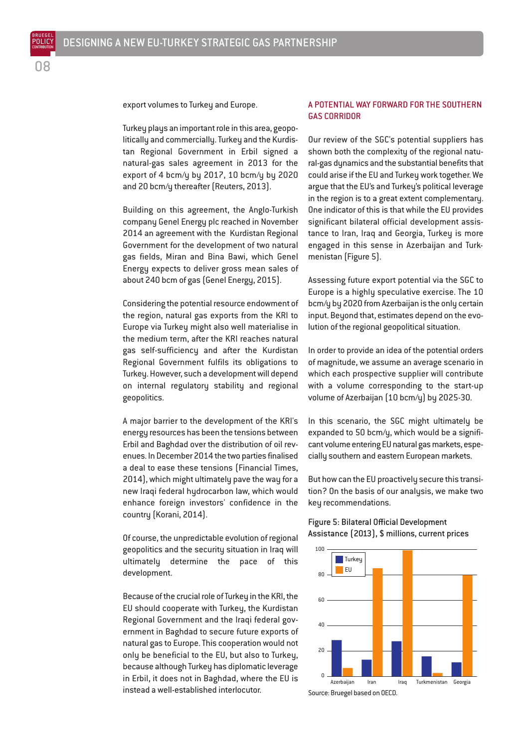export volumes to Turkey and Europe.

Turkey plays an important role in this area, geopolitically and commercially. Turkey and the Kurdistan Regional Government in Erbil signed a natural-gas sales agreement in 2013 for the export of 4 bcm/y by 2017, 10 bcm/y by 2020 and 20 bcm/y thereafter (Reuters, 2013).

Building on this agreement, the Anglo-Turkish company Genel Energy plc reached in November 2014 an agreement with the Kurdistan Regional Government for the development of two natural gas fields, Miran and Bina Bawi, which Genel Energy expects to deliver gross mean sales of about 240 bcm of gas (Genel Energy, 2015).

Considering the potential resource endowment of the region, natural gas exports from the KRI to Europe via Turkey might also well materialise in the medium term, after the KRI reaches natural gas self-sufficiency and after the Kurdistan Regional Government fulfils its obligations to Turkey. However, such a development will depend on internal regulatory stability and regional geopolitics.

A major barrier to the development of the KRI's energy resources has been the tensions between Erbil and Baghdad over the distribution of oil revenues. In December 2014 the two parties finalised a deal to ease these tensions (Financial Times, 2014), which might ultimately pave the way for a new Iraqi federal hydrocarbon law, which would enhance foreign investors' confidence in the country (Korani, 2014).

Of course, the unpredictable evolution of regional geopolitics and the security situation in Iraq will ultimately determine the pace of this development.

Because of the crucial role of Turkey in the KRI, the EU should cooperate with Turkey, the Kurdistan Regional Government and the Iraqi federal government in Baghdad to secure future exports of natural gas to Europe. This cooperation would not only be beneficial to the EU, but also to Turkey, because although Turkey has diplomatic leverage in Erbil, it does not in Baghdad, where the EU is instead a well-established interlocutor.

## A POTENTIAL WAY FORWARD FOR THE SOUTHERN GAS CORRIDOR

Our review of the SGC's potential suppliers has shown both the complexity of the regional natural-gas dynamics and the substantial benefits that could arise if the EU and Turkey work together. We argue that the EU's and Turkey's political leverage in the region is to a great extent complementary. One indicator of this is that while the EU provides significant bilateral official development assistance to Iran, Iraq and Georgia, Turkey is more engaged in this sense in Azerbaijan and Turkmenistan (Figure 5).

Assessing future export potential via the SGC to Europe is a highly speculative exercise. The 10 bcm/y by 2020 from Azerbaijan is the only certain input. Beyond that, estimates depend on the evolution of the regional geopolitical situation.

In order to provide an idea of the potential orders of magnitude, we assume an average scenario in which each prospective supplier will contribute with a volume corresponding to the start-up volume of Azerbaijan (10 bcm/y) by 2025-30.

In this scenario, the SGC might ultimately be expanded to 50 bcm/y, which would be a significant volume entering EU natural gas markets, especially southern and eastern European markets.

But how can the EU proactively secure this transition? On the basis of our analysis, we make two key recommendations.

Figure 5: Bilateral Official Development Assistance (2013), $ millions, current prices

| | Turkey | EU |
|---|---|---|
| Azerbaijan | ~28 | ~6 |
| Iran | ~13 | ~85 |
| Iraq | ~27 | ~99 |
| Turkmenistan | ~15 | ~2 |
| Georgia | ~11 | ~80 |

Source: Bruegel based on OECD.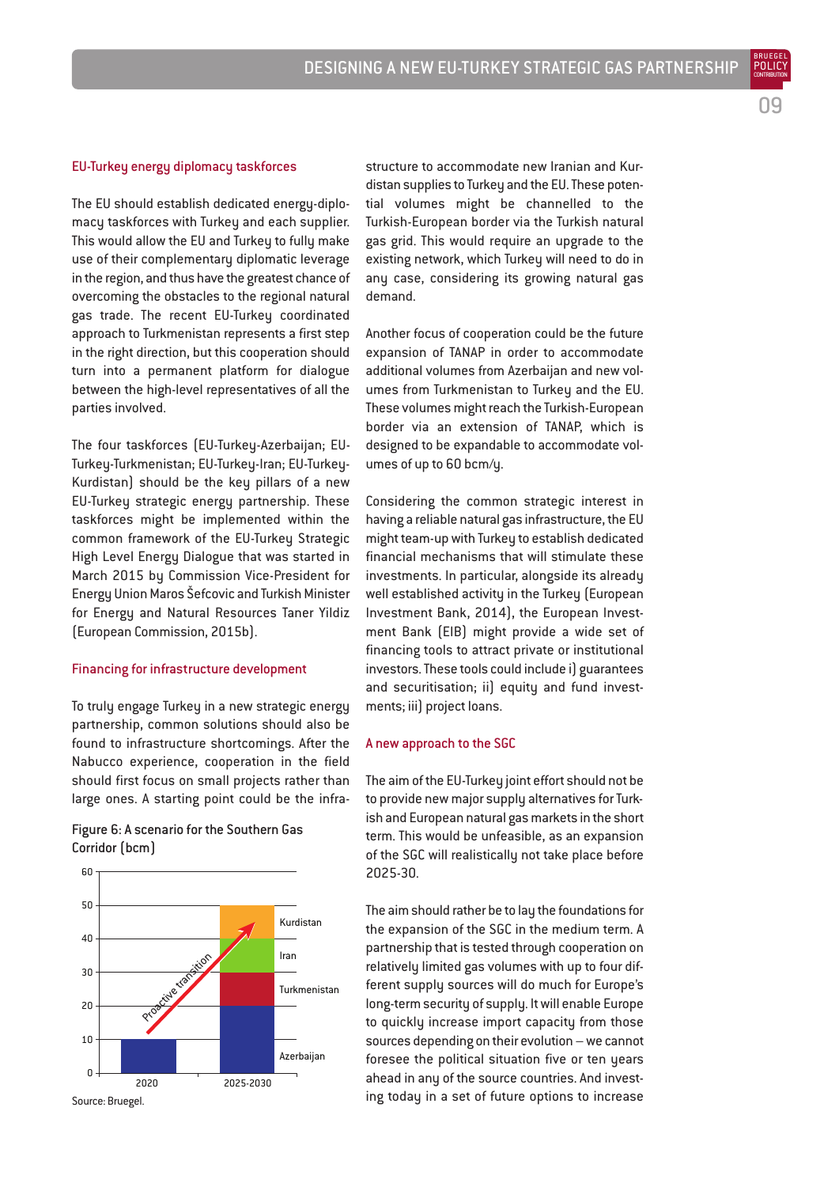### EU-Turkey energy diplomacy taskforces

The EU should establish dedicated energy-diplomacy taskforces with Turkey and each supplier. This would allow the EU and Turkey to fully make use of their complementary diplomatic leverage in the region, and thus have the greatest chance of overcoming the obstacles to the regional natural gas trade. The recent EU-Turkey coordinated approach to Turkmenistan represents a first step in the right direction, but this cooperation should turn into a permanent platform for dialogue between the high-level representatives of all the parties involved.

The four taskforces (EU-Turkey-Azerbaijan; EU-Turkey-Turkmenistan; EU-Turkey-Iran; EU-Turkey-Kurdistan) should be the key pillars of a new EU-Turkey strategic energy partnership. These taskforces might be implemented within the common framework of the EU-Turkey Strategic High Level Energy Dialogue that was started in March 2015 by Commission Vice-President for Energy Union Maros Šefcovic and Turkish Minister for Energy and Natural Resources Taner Yildiz (European Commission, 2015b).

### Financing for infrastructure development

To truly engage Turkey in a new strategic energy partnership, common solutions should also be found to infrastructure shortcomings. After the Nabucco experience, cooperation in the field should first focus on small projects rather than large ones. A starting point could be the infrastructure to accommodate new Iranian and Kurdistan supplies to Turkey and the EU. These potential volumes might be channelled to the Turkish-European border via the Turkish natural gas grid. This would require an upgrade to the existing network, which Turkey will need to do in any case, considering its growing natural gas demand.

Another focus of cooperation could be the future expansion of TANAP in order to accommodate additional volumes from Azerbaijan and new volumes from Turkmenistan to Turkey and the EU. These volumes might reach the Turkish-European border via an extension of TANAP, which is designed to be expandable to accommodate volumes of up to 60 bcm/y.

Considering the common strategic interest in having a reliable natural gas infrastructure, the EU might team-up with Turkey to establish dedicated financial mechanisms that will stimulate these investments. In particular, alongside its already well established activity in the Turkey (European Investment Bank, 2014), the European Investment Bank (EIB) might provide a wide set of financing tools to attract private or institutional investors. These tools could include i) guarantees and securitisation; ii) equity and fund investments; iii) project loans.

Figure 6: A scenario for the Southern Gas Corridor (bcm)

| | 2020 | 2025-2030 |
|---|---|---|
| Azerbaijan | 10 | 20 |
| Turkmenistan | | 10 |
| Iran | | 10 |
| Kurdistan | | 10 |

Source: Bruegel.

### A new approach to the SGC

The aim of the EU-Turkey joint effort should not be to provide new major supply alternatives for Turkish and European natural gas markets in the short term. This would be unfeasible, as an expansion of the SGC will realistically not take place before 2025-30.

The aim should rather be to lay the foundations for the expansion of the SGC in the medium term. A partnership that is tested through cooperation on relatively limited gas volumes with up to four different supply sources will do much for Europe's long-term security of supply. It will enable Europe to quickly increase import capacity from those sources depending on their evolution – we cannot foresee the political situation five or ten years ahead in any of the source countries. And investing today in a set of future options to increase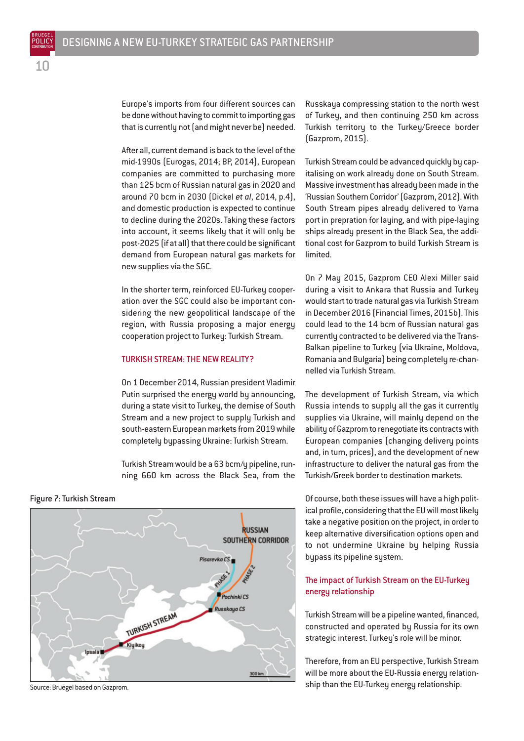Europe's imports from four different sources can be done without having to commit to importing gas that is currently not (and might never be) needed.

After all, current demand is back to the level of the mid-1990s (Eurogas, 2014; BP, 2014), European companies are committed to purchasing more than 125 bcm of Russian natural gas in 2020 and around 70 bcm in 2030 (Dickel *et al*, 2014, p.4), and domestic production is expected to continue to decline during the 2020s. Taking these factors into account, it seems likely that it will only be post-2025 (if at all) that there could be significant demand from European natural gas markets for new supplies via the SGC.

In the shorter term, reinforced EU-Turkey cooperation over the SGC could also be important considering the new geopolitical landscape of the region, with Russia proposing a major energy cooperation project to Turkey: Turkish Stream.

## TURKISH STREAM: THE NEW REALITY?

On 1 December 2014, Russian president Vladimir Putin surprised the energy world by announcing, during a state visit to Turkey, the demise of South Stream and a new project to supply Turkish and south-eastern European markets from 2019 while completely bypassing Ukraine: Turkish Stream.

Turkish Stream would be a 63 bcm/y pipeline, running 660 km across the Black Sea, from the Russkaya compressing station to the north west of Turkey, and then continuing 250 km across Turkish territory to the Turkey/Greece border (Gazprom, 2015).

Figure 7: Turkish Stream

Source: Bruegel based on Gazprom.

Turkish Stream could be advanced quickly by capitalising on work already done on South Stream. Massive investment has already been made in the 'Russian Southern Corridor' (Gazprom, 2012). With South Stream pipes already delivered to Varna port in prepration for laying, and with pipe-laying ships already present in the Black Sea, the additional cost for Gazprom to build Turkish Stream is limited.

On 7 May 2015, Gazprom CEO Alexi Miller said during a visit to Ankara that Russia and Turkey would start to trade natural gas via Turkish Stream in December 2016 (Financial Times, 2015b). This could lead to the 14 bcm of Russian natural gas currently contracted to be delivered via the Trans-Balkan pipeline to Turkey (via Ukraine, Moldova, Romania and Bulgaria) being completely re-channelled via Turkish Stream.

The development of Turkish Stream, via which Russia intends to supply all the gas it currently supplies via Ukraine, will mainly depend on the ability of Gazprom to renegotiate its contracts with European companies (changing delivery points and, in turn, prices), and the development of new infrastructure to deliver the natural gas from the Turkish/Greek border to destination markets.

Of course, both these issues will have a high political profile, considering that the EU will most likely take a negative position on the project, in order to keep alternative diversification options open and to not undermine Ukraine by helping Russia bypass its pipeline system.

### The impact of Turkish Stream on the EU-Turkey energy relationship

Turkish Stream will be a pipeline wanted, financed, constructed and operated by Russia for its own strategic interest. Turkey's role will be minor.

Therefore, from an EU perspective, Turkish Stream will be more about the EU-Russia energy relationship than the EU-Turkey energy relationship.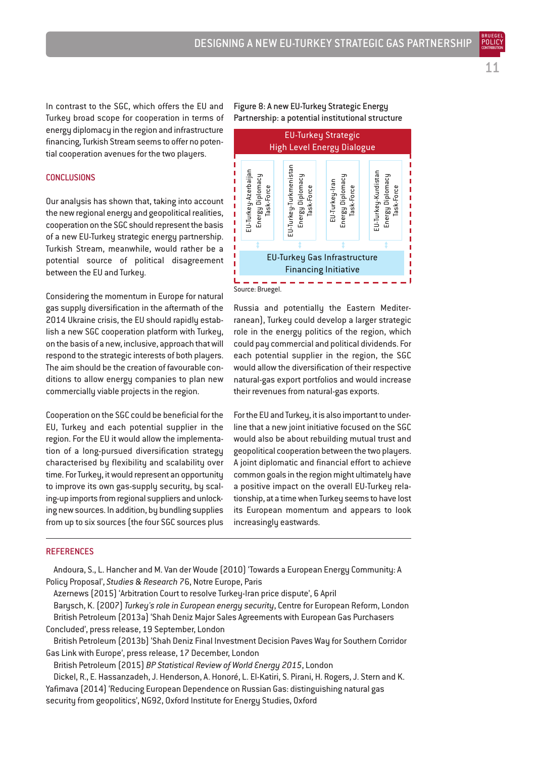In contrast to the SGC, which offers the EU and Turkey broad scope for cooperation in terms of energy diplomacy in the region and infrastructure financing, Turkish Stream seems to offer no potential cooperation avenues for the two players.

## CONCLUSIONS

Our analysis has shown that, taking into account the new regional energy and geopolitical realities, cooperation on the SGC should represent the basis of a new EU-Turkey strategic energy partnership. Turkish Stream, meanwhile, would rather be a potential source of political disagreement between the EU and Turkey.

Considering the momentum in Europe for natural gas supply diversification in the aftermath of the 2014 Ukraine crisis, the EU should rapidly establish a new SGC cooperation platform with Turkey, on the basis of a new, inclusive, approach that will respond to the strategic interests of both players. The aim should be the creation of favourable conditions to allow energy companies to plan new commercially viable projects in the region.

Cooperation on the SGC could be beneficial for the EU, Turkey and each potential supplier in the region. For the EU it would allow the implementation of a long-pursued diversification strategy characterised by flexibility and scalability over time. For Turkey, it would represent an opportunity to improve its own gas-supply security, by scaling-up imports from regional suppliers and unlocking new sources. In addition, by bundling supplies from up to six sources (the four SGC sources plus Russia and potentially the Eastern Mediterranean), Turkey could develop a larger strategic role in the energy politics of the region, which could pay commercial and political dividends. For each potential supplier in the region, the SGC would allow the diversification of their respective natural-gas export portfolios and would increase their revenues from natural-gas exports.

Figure 8: A new EU-Turkey Strategic Energy Partnership: a potential institutional structure

EU-Turkey Strategic High Level Energy Dialogue

- EU-Turkey-Azerbaijan Energy Diplomacy Task-Force
- EU-Turkey-Turkmenistan Energy Diplomacy Task-Force
- EU-Turkey-Iran Energy Diplomacy Task-Force
- EU-Turkey-Kurdistan Energy Diplomacy Task-Force

EU-Turkey Gas Infrastructure Financing Initiative

Source: Bruegel.

For the EU and Turkey, it is also important to underline that a new joint initiative focused on the SGC would also be about rebuilding mutual trust and geopolitical cooperation between the two players. A joint diplomatic and financial effort to achieve common goals in the region might ultimately have a positive impact on the overall EU-Turkey relationship, at a time when Turkey seems to have lost its European momentum and appears to look increasingly eastwards.

## REFERENCES

Andoura, S., L. Hancher and M. Van der Woude (2010) 'Towards a European Energy Community: A Policy Proposal', *Studies & Research* 76, Notre Europe, Paris

Azernews (2015) 'Arbitration Court to resolve Turkey-Iran price dispute', 6 April

Barysch, K. (2007) *Turkey's role in European energy security*, Centre for European Reform, London

British Petroleum (2013a) 'Shah Deniz Major Sales Agreements with European Gas Purchasers Concluded', press release, 19 September, London

British Petroleum (2013b) 'Shah Deniz Final Investment Decision Paves Way for Southern Corridor Gas Link with Europe', press release, 17 December, London

British Petroleum (2015) *BP Statistical Review of World Energy 2015*, London

Dickel, R., E. Hassanzadeh, J. Henderson, A. Honoré, L. El-Katiri, S. Pirani, H. Rogers, J. Stern and K. Yafimava (2014) 'Reducing European Dependence on Russian Gas: distinguishing natural gas security from geopolitics', NG92, Oxford Institute for Energy Studies, Oxford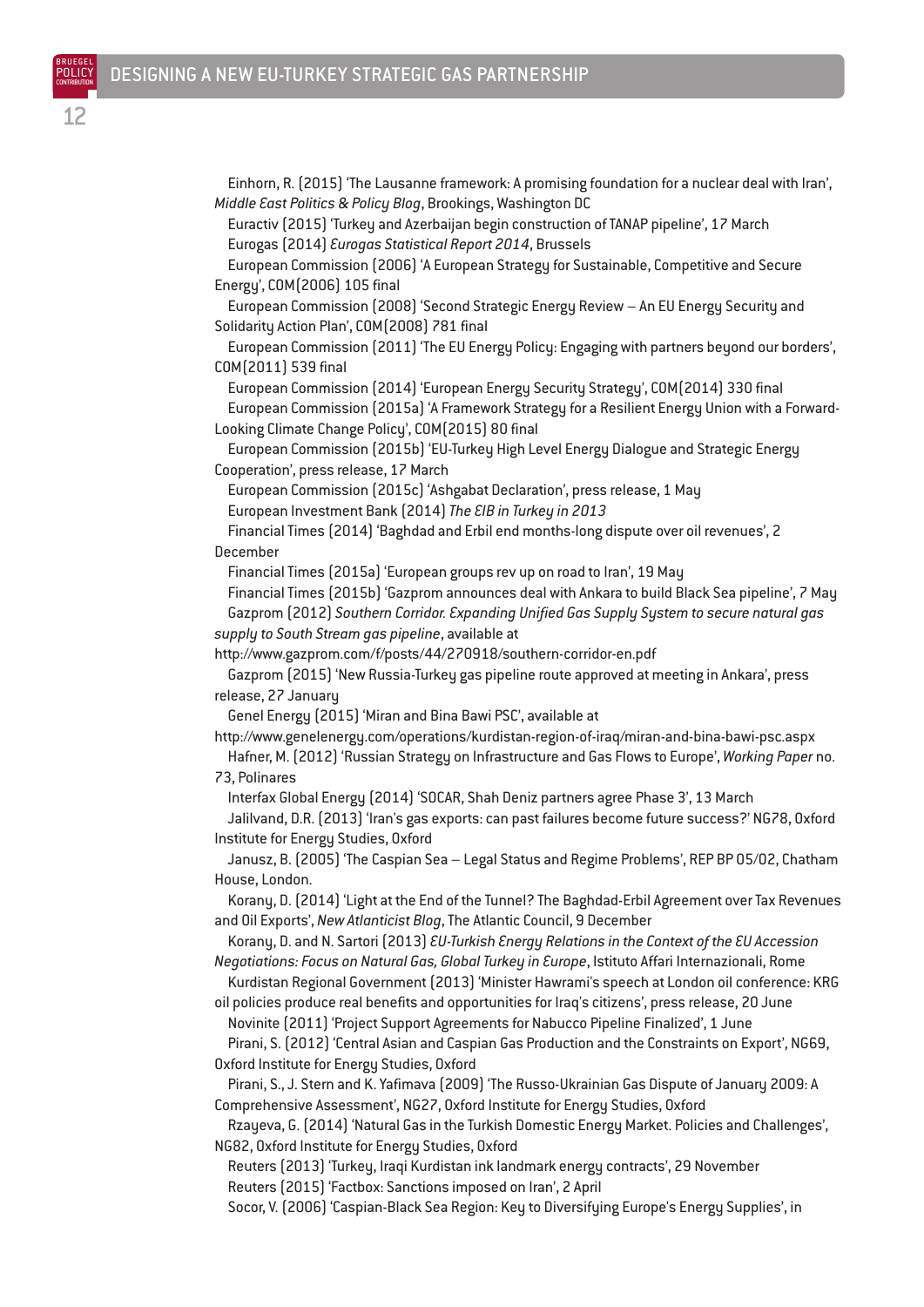Einhorn, R. (2015) 'The Lausanne framework: A promising foundation for a nuclear deal with Iran', *Middle East Politics & Policy Blog*, Brookings, Washington DC

Euractiv (2015) 'Turkey and Azerbaijan begin construction of TANAP pipeline', 17 March

Eurogas (2014) *Eurogas Statistical Report 2014*, Brussels

European Commission (2006) 'A European Strategy for Sustainable, Competitive and Secure Energy', COM(2006) 105 final

European Commission (2008) 'Second Strategic Energy Review – An EU Energy Security and Solidarity Action Plan', COM(2008) 781 final

European Commission (2011) 'The EU Energy Policy: Engaging with partners beyond our borders', COM(2011) 539 final

European Commission (2014) 'European Energy Security Strategy', COM(2014) 330 final

European Commission (2015a) 'A Framework Strategy for a Resilient Energy Union with a Forward-Looking Climate Change Policy', COM(2015) 80 final

European Commission (2015b) 'EU-Turkey High Level Energy Dialogue and Strategic Energy Cooperation', press release, 17 March

European Commission (2015c) 'Ashgabat Declaration', press release, 1 May

European Investment Bank (2014) *The EIB in Turkey in 2013*

Financial Times (2014) 'Baghdad and Erbil end months-long dispute over oil revenues', 2 December

Financial Times (2015a) 'European groups rev up on road to Iran', 19 May

Financial Times (2015b) 'Gazprom announces deal with Ankara to build Black Sea pipeline', 7 May

Gazprom (2012) *Southern Corridor. Expanding Unified Gas Supply System to secure natural gas supply to South Stream gas pipeline*, available at http://www.gazprom.com/f/posts/44/270918/southern-corridor-en.pdf

Gazprom (2015) 'New Russia-Turkey gas pipeline route approved at meeting in Ankara', press release, 27 January

Genel Energy (2015) 'Miran and Bina Bawi PSC', available at http://www.genelenergy.com/operations/kurdistan-region-of-iraq/miran-and-bina-bawi-psc.aspx

Hafner, M. (2012) 'Russian Strategy on Infrastructure and Gas Flows to Europe', *Working Paper* no. 73, Polinares

Interfax Global Energy (2014) 'SOCAR, Shah Deniz partners agree Phase 3', 13 March

Jalilvand, D.R. (2013) 'Iran's gas exports: can past failures become future success?' NG78, Oxford Institute for Energy Studies, Oxford

Janusz, B. (2005) 'The Caspian Sea – Legal Status and Regime Problems', REP BP 05/02, Chatham House, London.

Korany, D. (2014) 'Light at the End of the Tunnel? The Baghdad-Erbil Agreement over Tax Revenues and Oil Exports', *New Atlanticist Blog*, The Atlantic Council, 9 December

Korany, D. and N. Sartori (2013) *EU-Turkish Energy Relations in the Context of the EU Accession Negotiations: Focus on Natural Gas, Global Turkey in Europe*, Istituto Affari Internazionali, Rome

Kurdistan Regional Government (2013) 'Minister Hawrami's speech at London oil conference: KRG oil policies produce real benefits and opportunities for Iraq's citizens', press release, 20 June

Novinite (2011) 'Project Support Agreements for Nabucco Pipeline Finalized', 1 June

Pirani, S. (2012) 'Central Asian and Caspian Gas Production and the Constraints on Export', NG69, Oxford Institute for Energy Studies, Oxford

Pirani, S., J. Stern and K. Yafimava (2009) 'The Russo-Ukrainian Gas Dispute of January 2009: A Comprehensive Assessment', NG27, Oxford Institute for Energy Studies, Oxford

Rzayeva, G. (2014) 'Natural Gas in the Turkish Domestic Energy Market. Policies and Challenges', NG82, Oxford Institute for Energy Studies, Oxford

Reuters (2013) 'Turkey, Iraqi Kurdistan ink landmark energy contracts', 29 November

Reuters (2015) 'Factbox: Sanctions imposed on Iran', 2 April

Socor, V. (2006) 'Caspian-Black Sea Region: Key to Diversifying Europe's Energy Supplies', in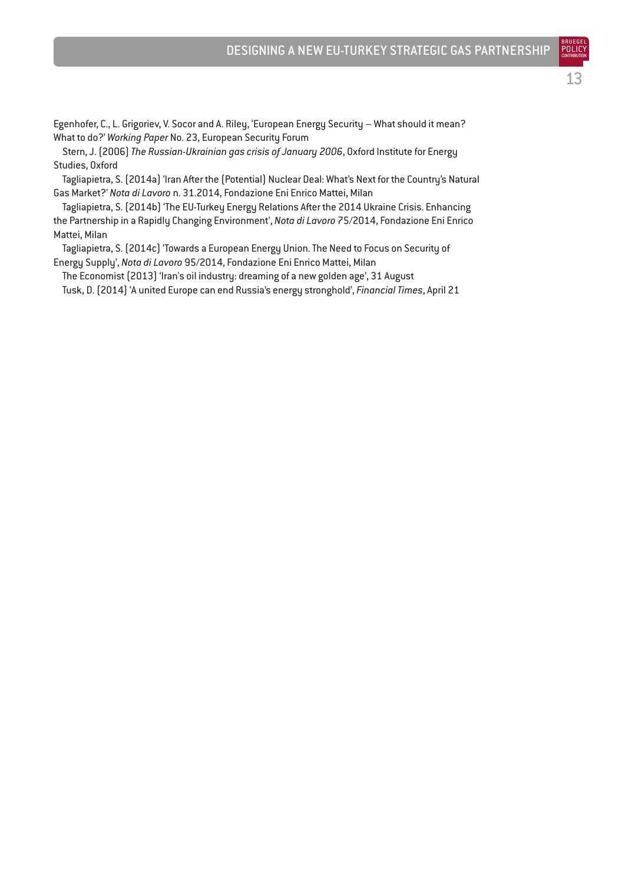Egenhofer, C., L. Grigoriev, V. Socor and A. Riley, 'European Energy Security – What should it mean? What to do?' *Working Paper* No. 23, European Security Forum

Stern, J. (2006) *The Russian-Ukrainian gas crisis of January 2006*, Oxford Institute for Energy Studies, Oxford

Tagliapietra, S. (2014a) 'Iran After the (Potential) Nuclear Deal: What's Next for the Country's Natural Gas Market?' *Nota di Lavoro* n. 31.2014, Fondazione Eni Enrico Mattei, Milan

Tagliapietra, S. (2014b) 'The EU-Turkey Energy Relations After the 2014 Ukraine Crisis. Enhancing the Partnership in a Rapidly Changing Environment', *Nota di Lavoro* 75/2014, Fondazione Eni Enrico Mattei, Milan

Tagliapietra, S. (2014c) 'Towards a European Energy Union. The Need to Focus on Security of Energy Supply', *Nota di Lavoro* 95/2014, Fondazione Eni Enrico Mattei, Milan

The Economist (2013) 'Iran's oil industry: dreaming of a new golden age', 31 August

Tusk, D. (2014) 'A united Europe can end Russia's energy stronghold', *Financial Times*, April 21